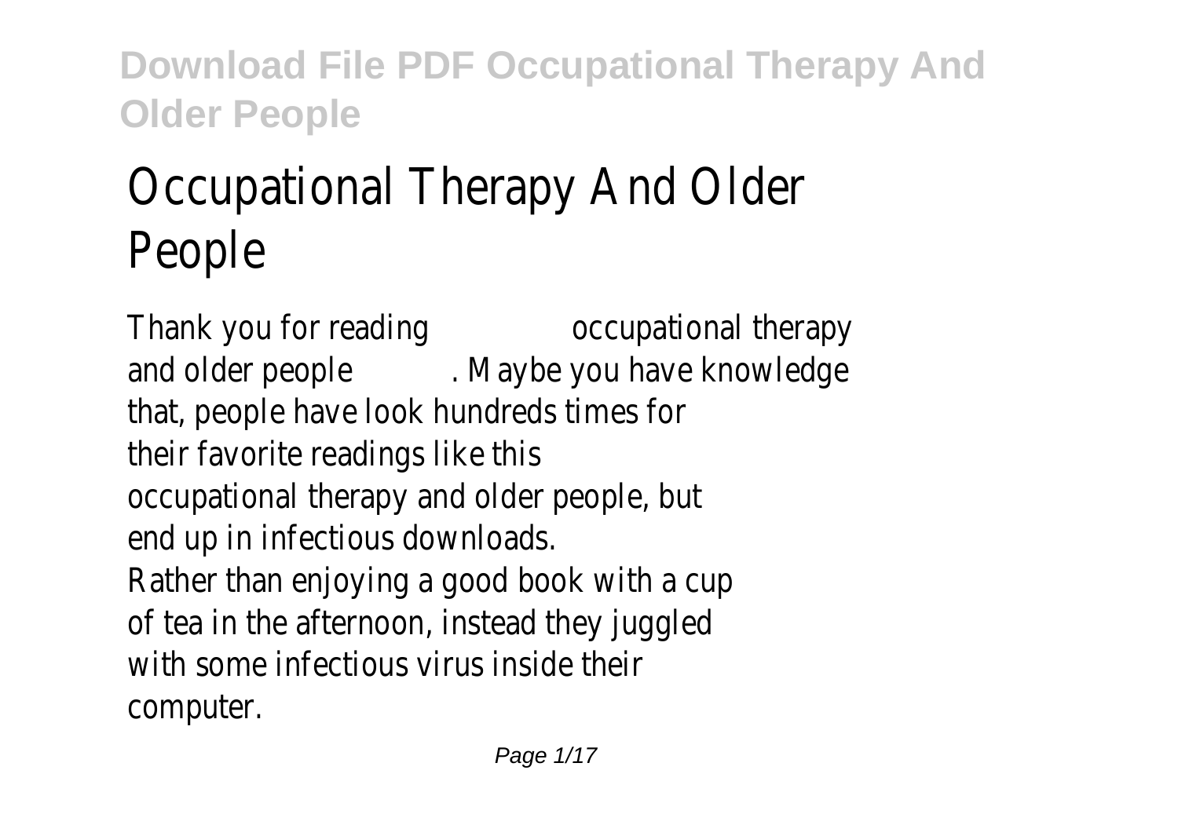# Occupational Therapy And Older People

Thank you for reading occupational therapy and older people. Maybe you have knowledge that, people have look hundreds times for their favorite readings like this occupational therapy and older people, but end up in infectious downloads.
Rather than enjoying a good book with a cup of tea in the afternoon, instead they juggled with some infectious virus inside their computer.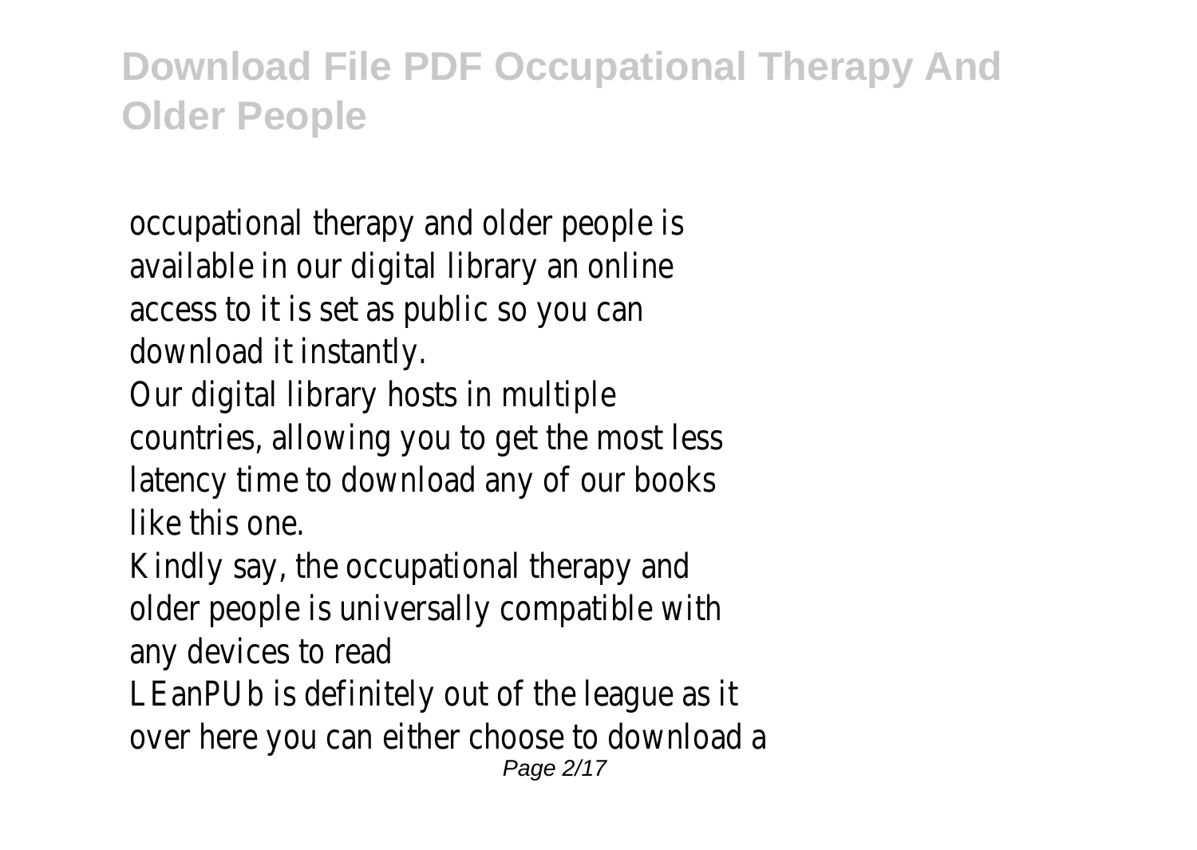occupational therapy and older people is available in our digital library an online access to it is set as public so you can download it instantly.

Our digital library hosts in multiple countries, allowing you to get the most less latency time to download any of our books like this one.

Kindly say, the occupational therapy and older people is universally compatible with any devices to read

LEanPUb is definitely out of the league as it over here you can either choose to download a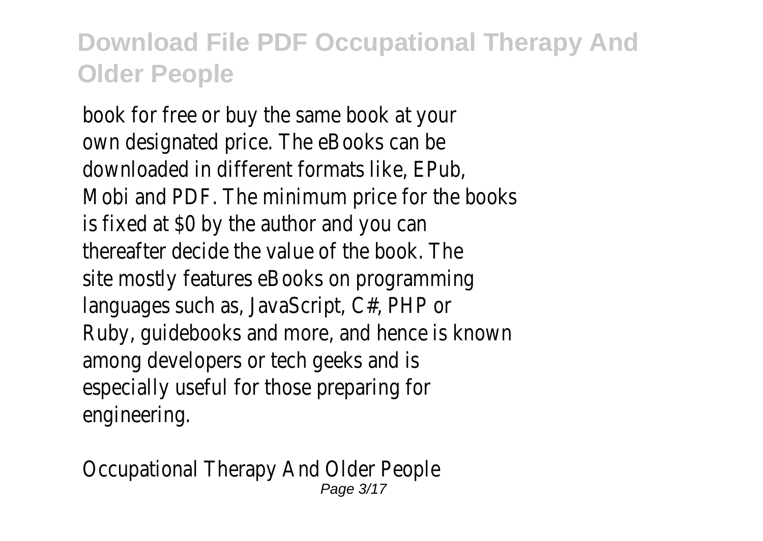book for free or buy the same book at your own designated price. The eBooks can be downloaded in different formats like, EPub, Mobi and PDF. The minimum price for the books is fixed at $0 by the author and you can thereafter decide the value of the book. The site mostly features eBooks on programming languages such as, JavaScript, C#, PHP or Ruby, guidebooks and more, and hence is known among developers or tech geeks and is especially useful for those preparing for engineering.

Occupational Therapy And Older People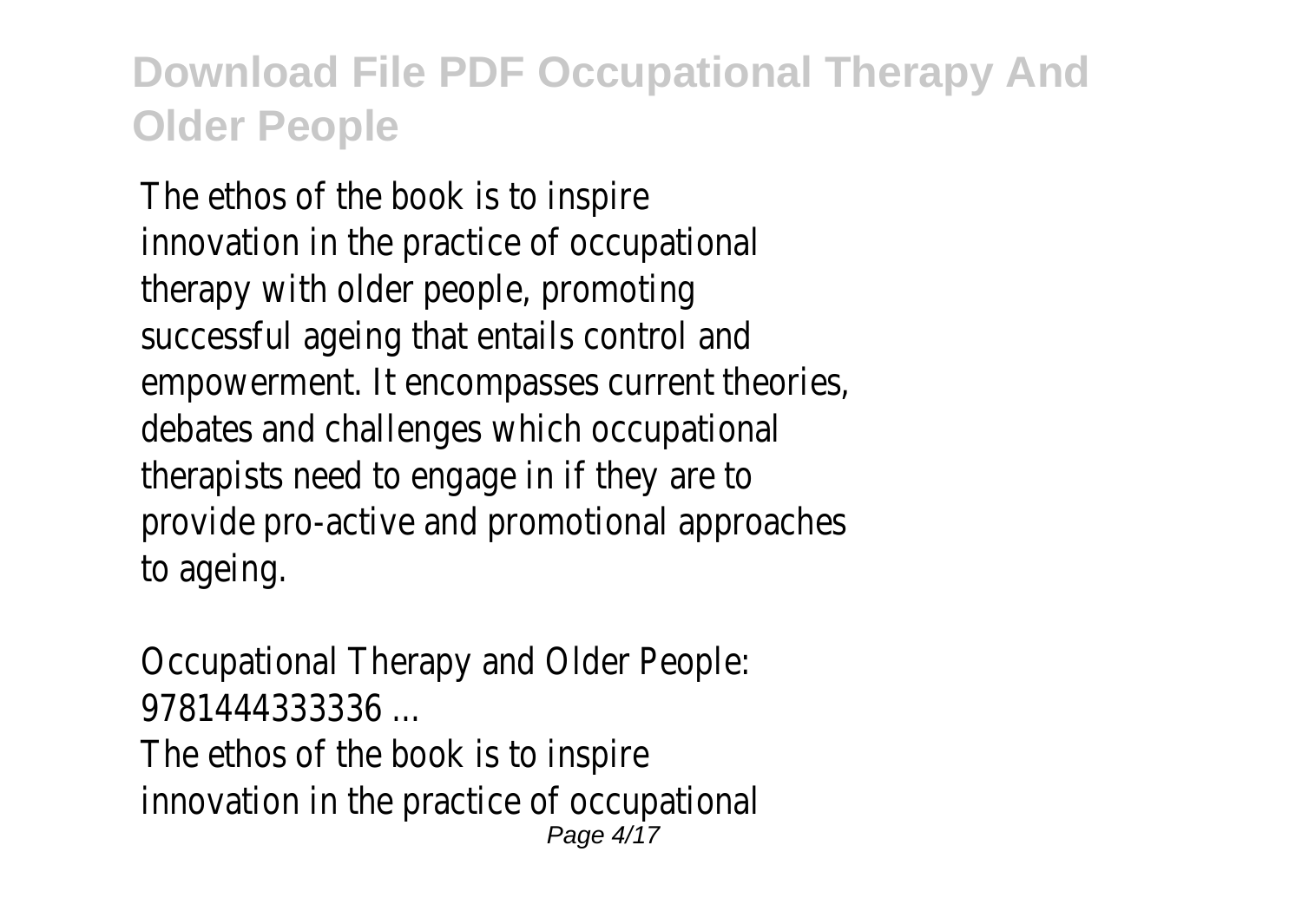The ethos of the book is to inspire innovation in the practice of occupational therapy with older people, promoting successful ageing that entails control and empowerment. It encompasses current theories, debates and challenges which occupational therapists need to engage in if they are to provide pro-active and promotional approaches to ageing.

Occupational Therapy and Older People: 9781444333336 ...

The ethos of the book is to inspire innovation in the practice of occupational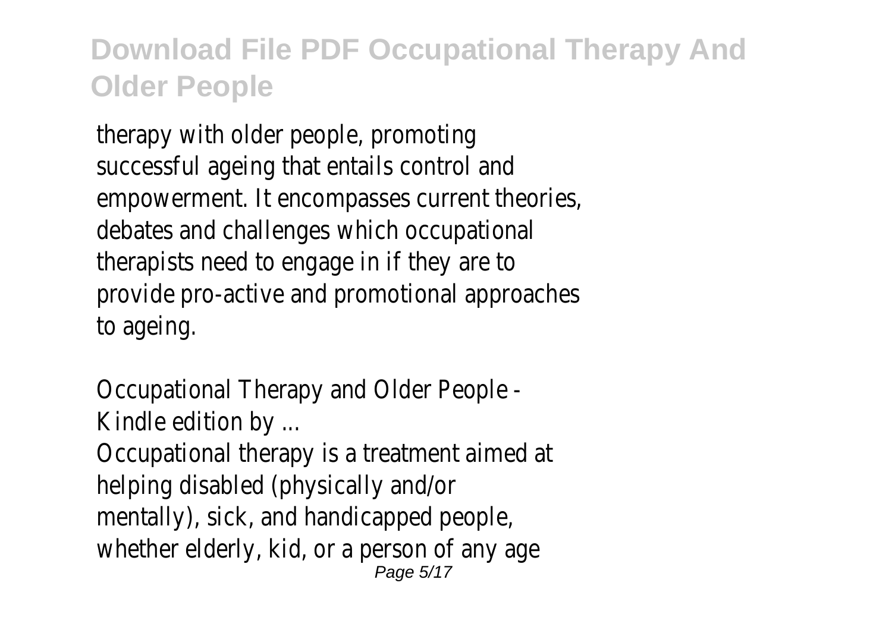therapy with older people, promoting successful ageing that entails control and empowerment. It encompasses current theories, debates and challenges which occupational therapists need to engage in if they are to provide pro-active and promotional approaches to ageing.

Occupational Therapy and Older People - Kindle edition by ...

Occupational therapy is a treatment aimed at helping disabled (physically and/or mentally), sick, and handicapped people, whether elderly, kid, or a person of any age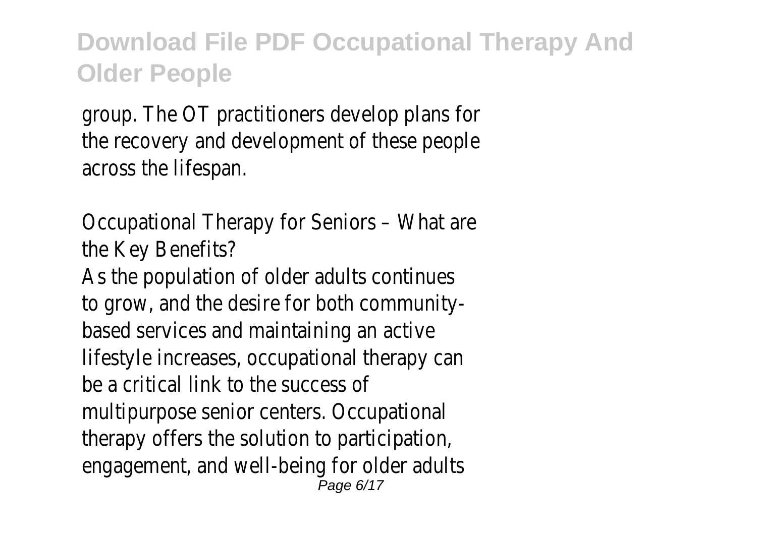group. The OT practitioners develop plans for the recovery and development of these people across the lifespan.

Occupational Therapy for Seniors – What are the Key Benefits?

As the population of older adults continues to grow, and the desire for both community-based services and maintaining an active lifestyle increases, occupational therapy can be a critical link to the success of multipurpose senior centers. Occupational therapy offers the solution to participation, engagement, and well-being for older adults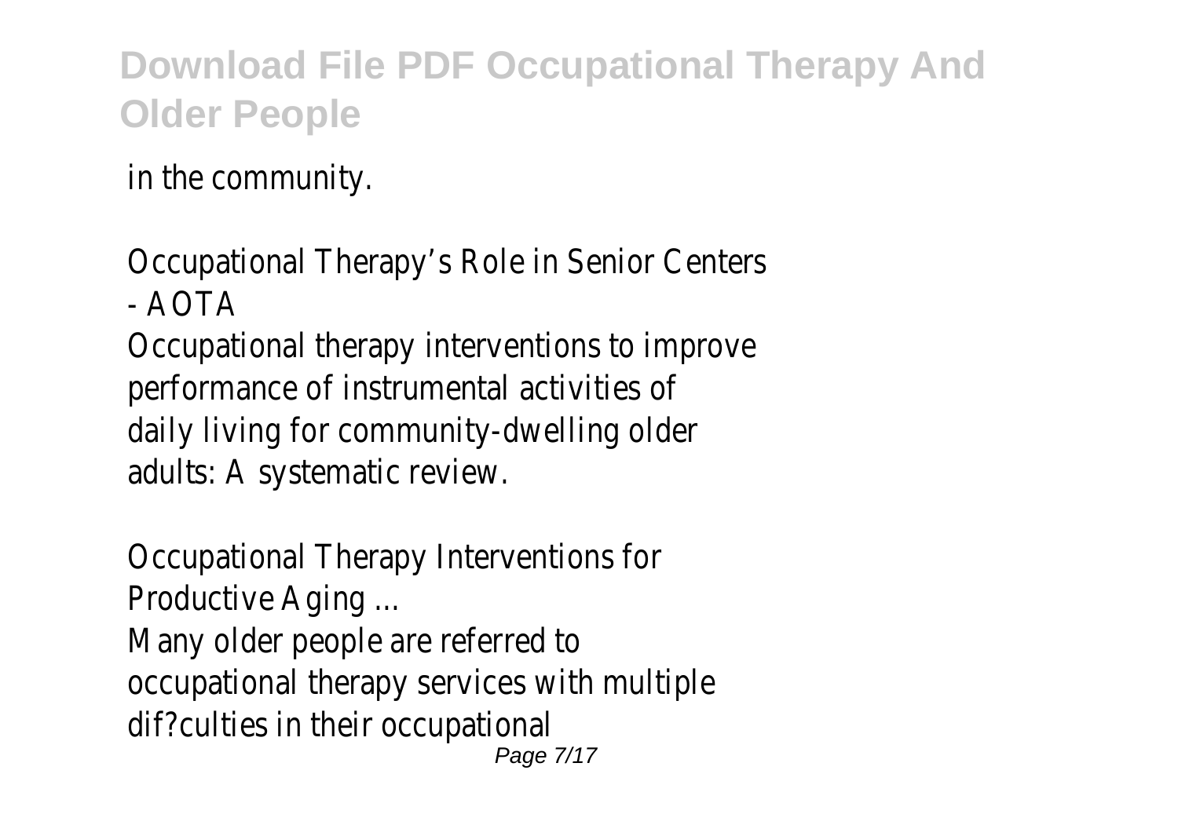in the community.

Occupational Therapy’s Role in Senior Centers - AOTA

Occupational therapy interventions to improve performance of instrumental activities of daily living for community-dwelling older adults: A systematic review.

Occupational Therapy Interventions for Productive Aging ...

Many older people are referred to occupational therapy services with multiple dif?culties in their occupational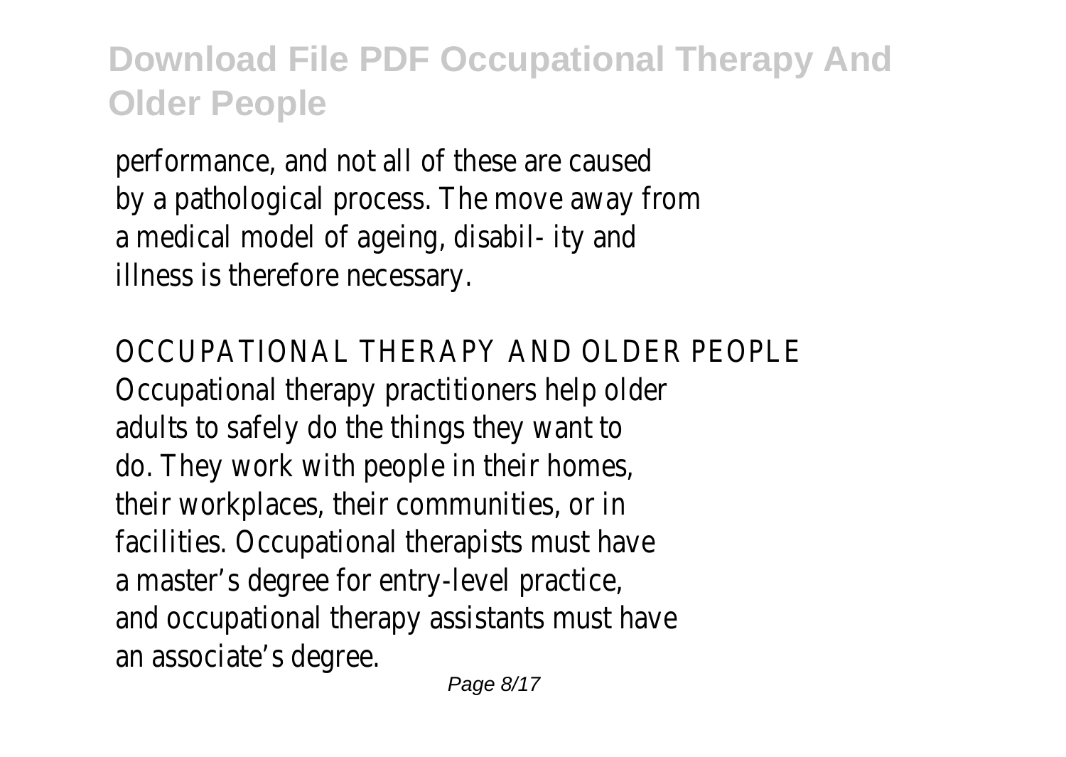performance, and not all of these are caused by a pathological process. The move away from a medical model of ageing, disabil- ity and illness is therefore necessary.

## OCCUPATIONAL THERAPY AND OLDER PEOPLE

Occupational therapy practitioners help older adults to safely do the things they want to do. They work with people in their homes, their workplaces, their communities, or in facilities. Occupational therapists must have a master's degree for entry-level practice, and occupational therapy assistants must have an associate's degree.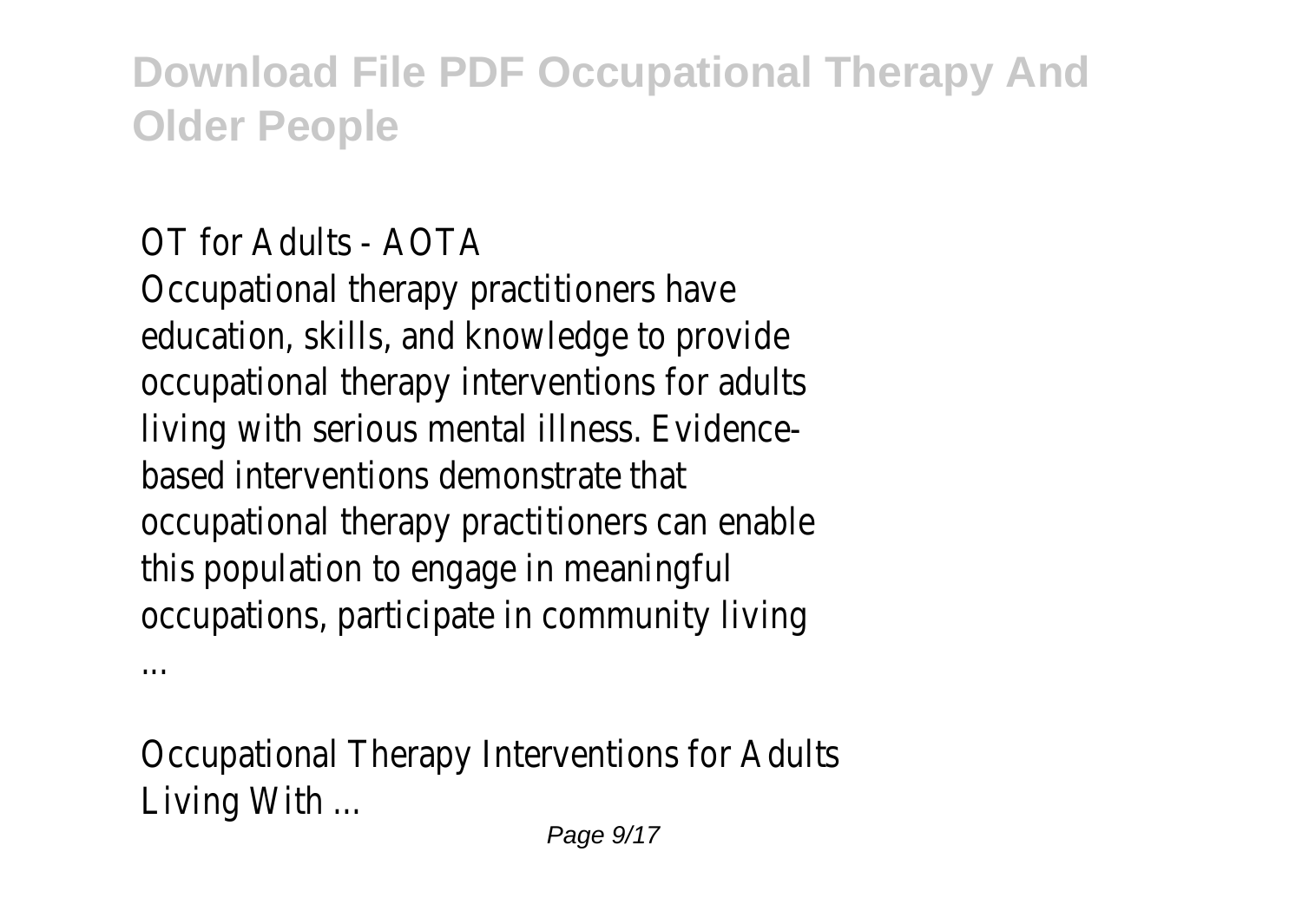OT for Adults - AOTA

Occupational therapy practitioners have education, skills, and knowledge to provide occupational therapy interventions for adults living with serious mental illness. Evidence-based interventions demonstrate that occupational therapy practitioners can enable this population to engage in meaningful occupations, participate in community living ...

Occupational Therapy Interventions for Adults Living With ...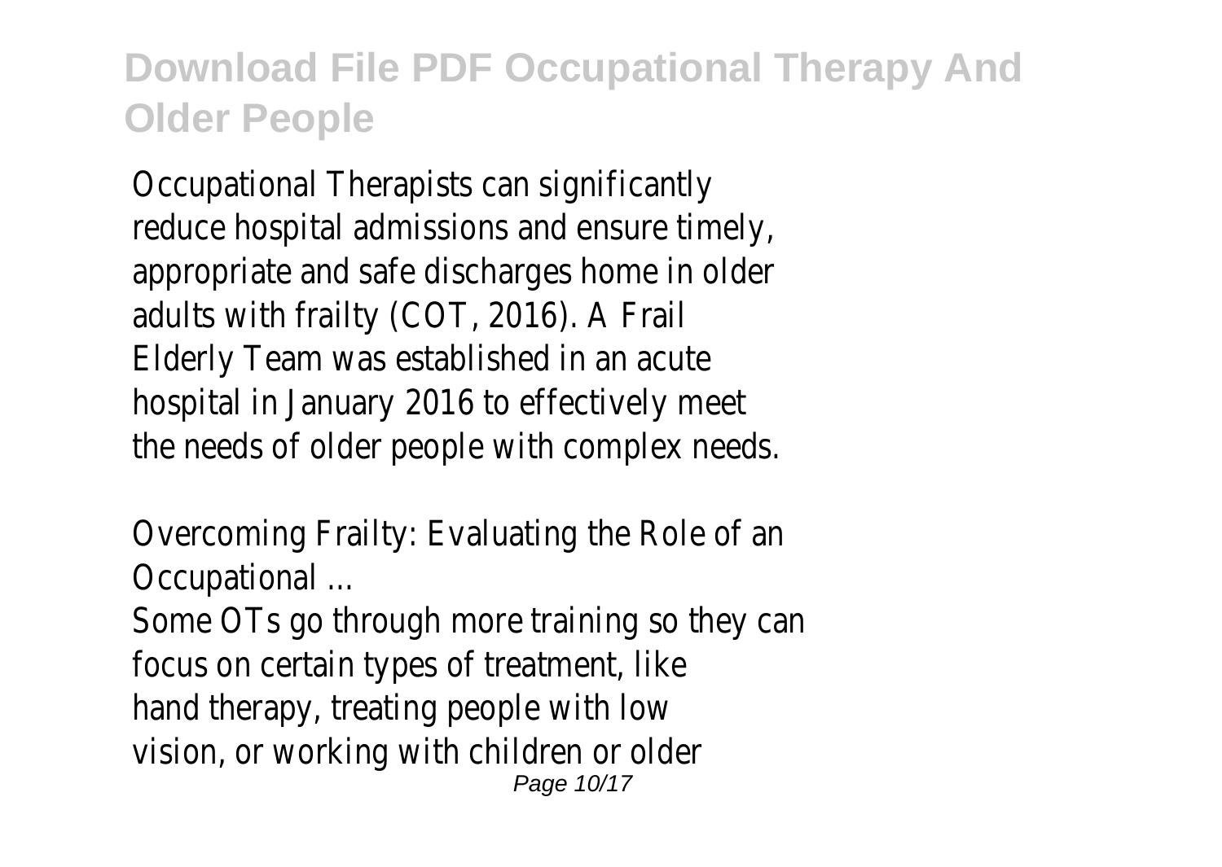Occupational Therapists can significantly reduce hospital admissions and ensure timely, appropriate and safe discharges home in older adults with frailty (COT, 2016). A Frail Elderly Team was established in an acute hospital in January 2016 to effectively meet the needs of older people with complex needs.

Overcoming Frailty: Evaluating the Role of an Occupational ...

Some OTs go through more training so they can focus on certain types of treatment, like hand therapy, treating people with low vision, or working with children or older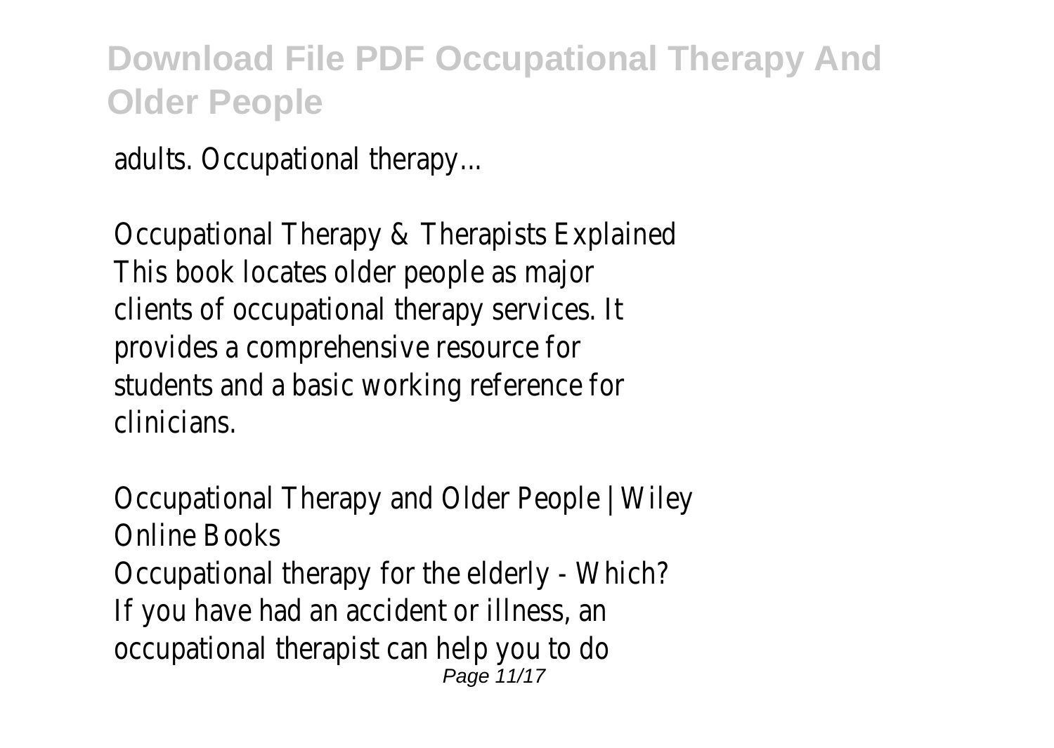adults. Occupational therapy...

Occupational Therapy & Therapists Explained
This book locates older people as major clients of occupational therapy services. It provides a comprehensive resource for students and a basic working reference for clinicians.

Occupational Therapy and Older People | Wiley Online Books
Occupational therapy for the elderly - Which? If you have had an accident or illness, an occupational therapist can help you to do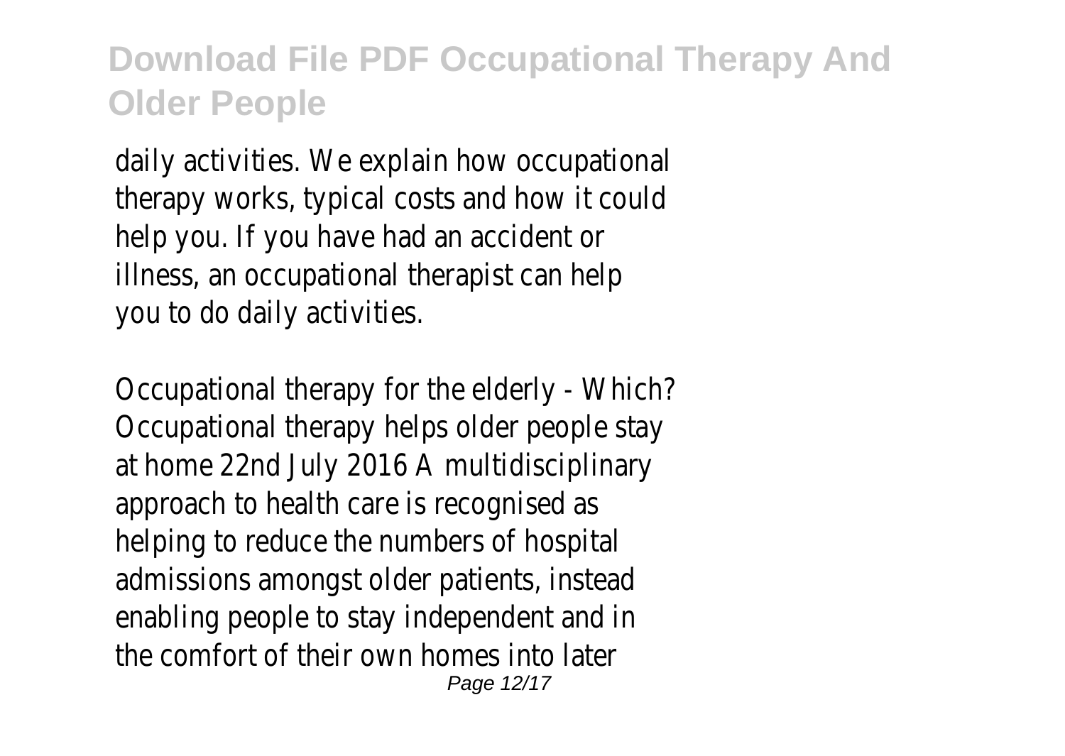daily activities. We explain how occupational therapy works, typical costs and how it could help you. If you have had an accident or illness, an occupational therapist can help you to do daily activities.

Occupational therapy for the elderly - Which?
Occupational therapy helps older people stay at home 22nd July 2016 A multidisciplinary approach to health care is recognised as helping to reduce the numbers of hospital admissions amongst older patients, instead enabling people to stay independent and in the comfort of their own homes into later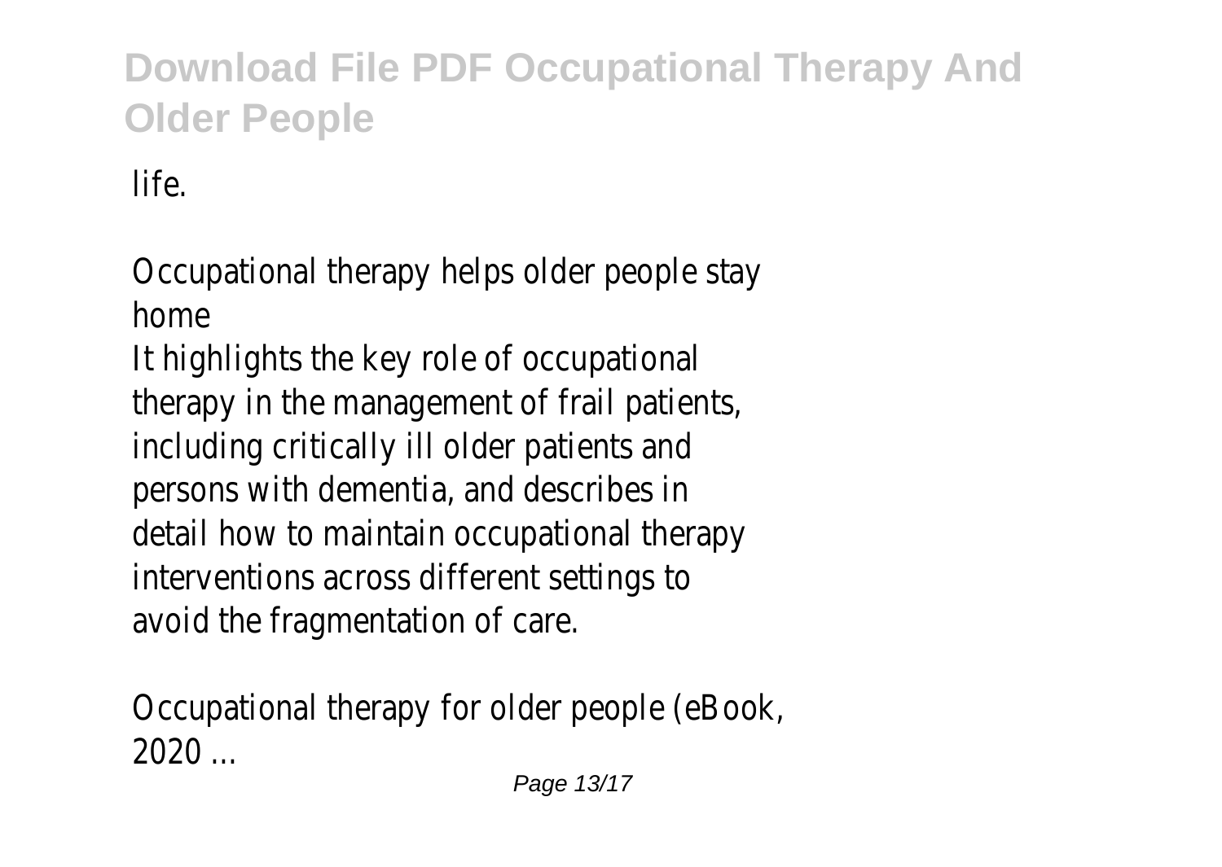life.

Occupational therapy helps older people stay home

It highlights the key role of occupational therapy in the management of frail patients, including critically ill older patients and persons with dementia, and describes in detail how to maintain occupational therapy interventions across different settings to avoid the fragmentation of care.

Occupational therapy for older people (eBook, 2020 ...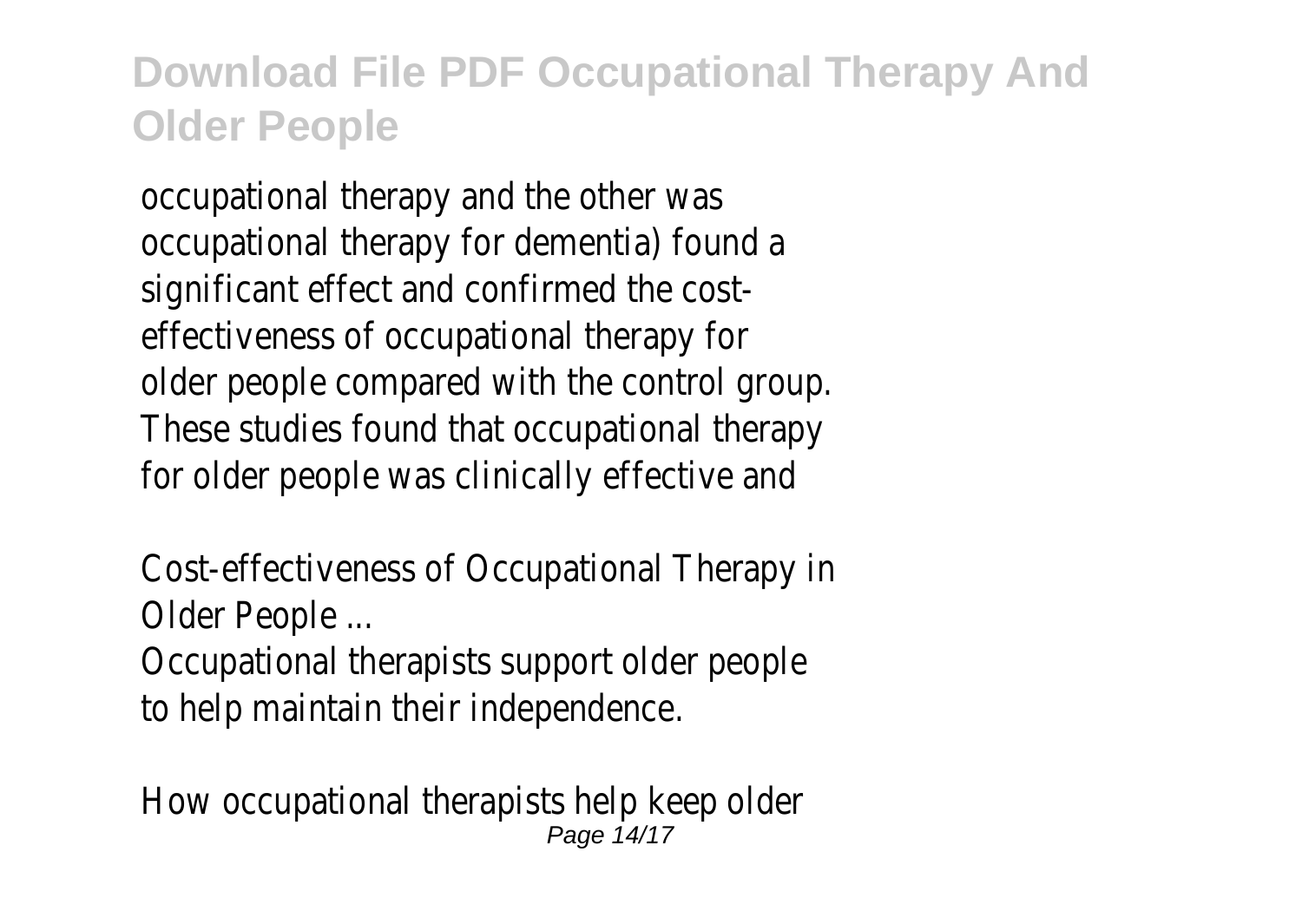occupational therapy and the other was occupational therapy for dementia) found a significant effect and confirmed the cost-effectiveness of occupational therapy for older people compared with the control group. These studies found that occupational therapy for older people was clinically effective and

Cost-effectiveness of Occupational Therapy in Older People ...

Occupational therapists support older people to help maintain their independence.

How occupational therapists help keep older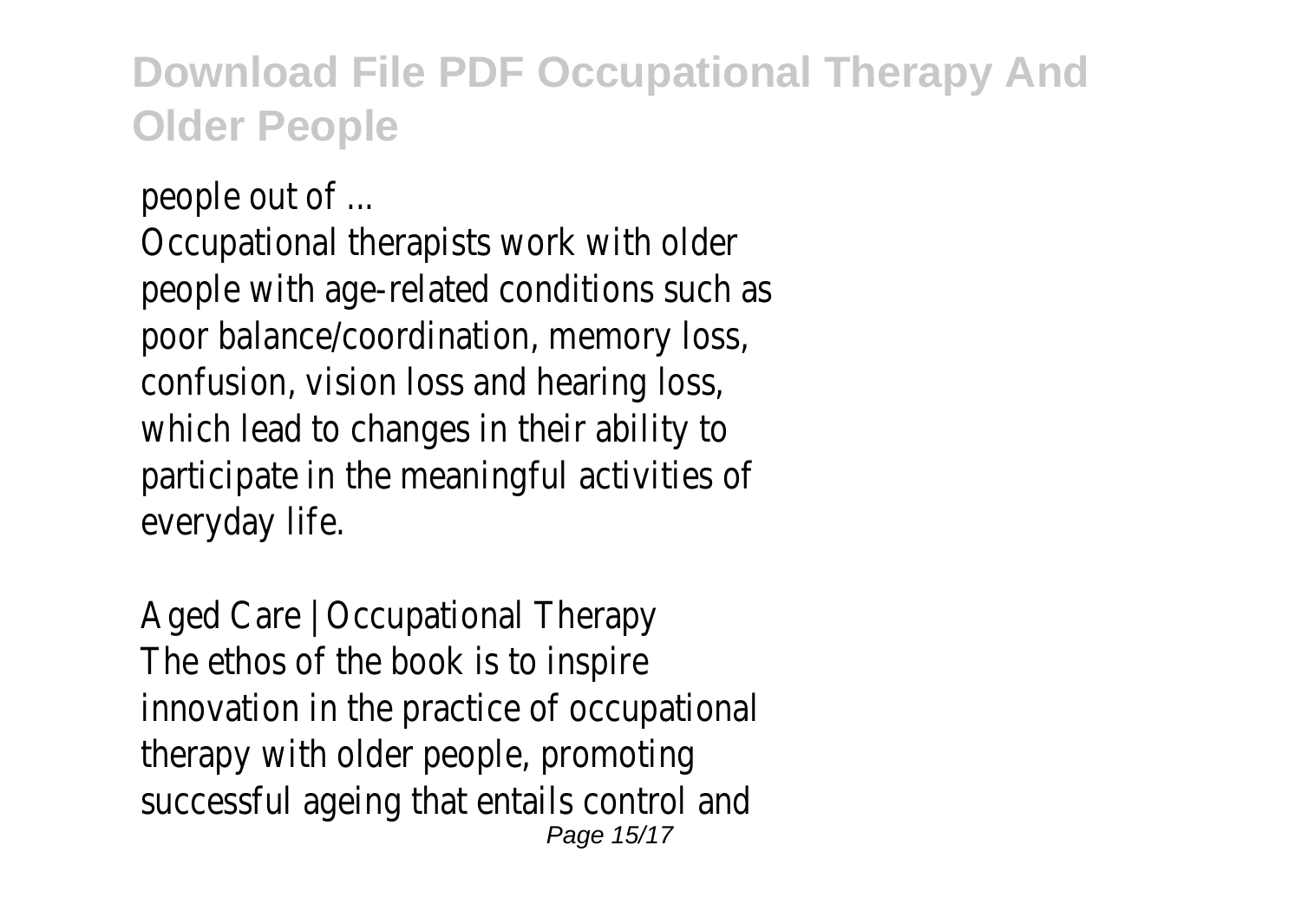people out of ...

Occupational therapists work with older people with age-related conditions such as poor balance/coordination, memory loss, confusion, vision loss and hearing loss, which lead to changes in their ability to participate in the meaningful activities of everyday life.

Aged Care | Occupational Therapy

The ethos of the book is to inspire innovation in the practice of occupational therapy with older people, promoting successful ageing that entails control and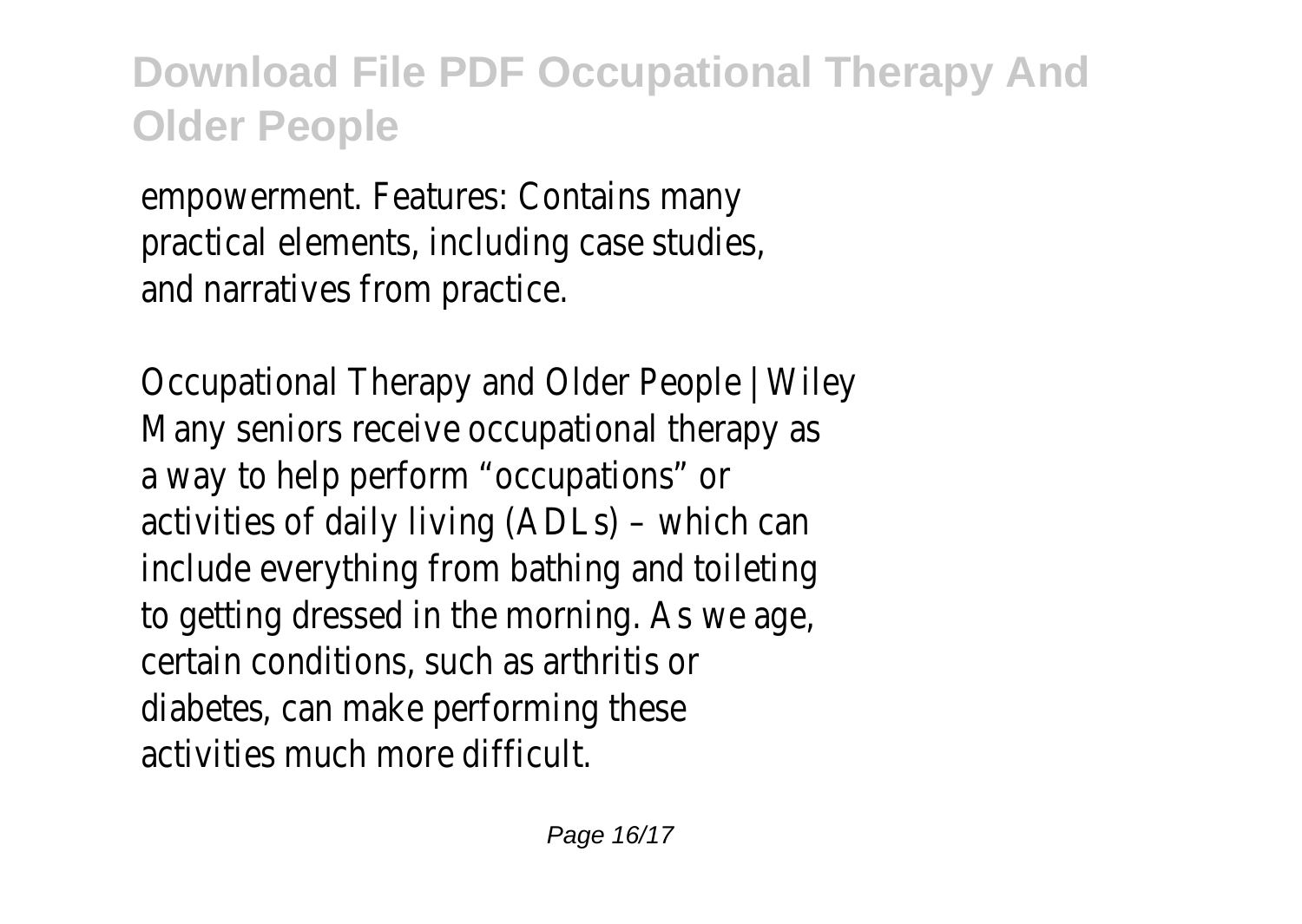empowerment. Features: Contains many practical elements, including case studies, and narratives from practice.

Occupational Therapy and Older People | Wiley

Many seniors receive occupational therapy as a way to help perform “occupations” or activities of daily living (ADLs) – which can include everything from bathing and toileting to getting dressed in the morning. As we age, certain conditions, such as arthritis or diabetes, can make performing these activities much more difficult.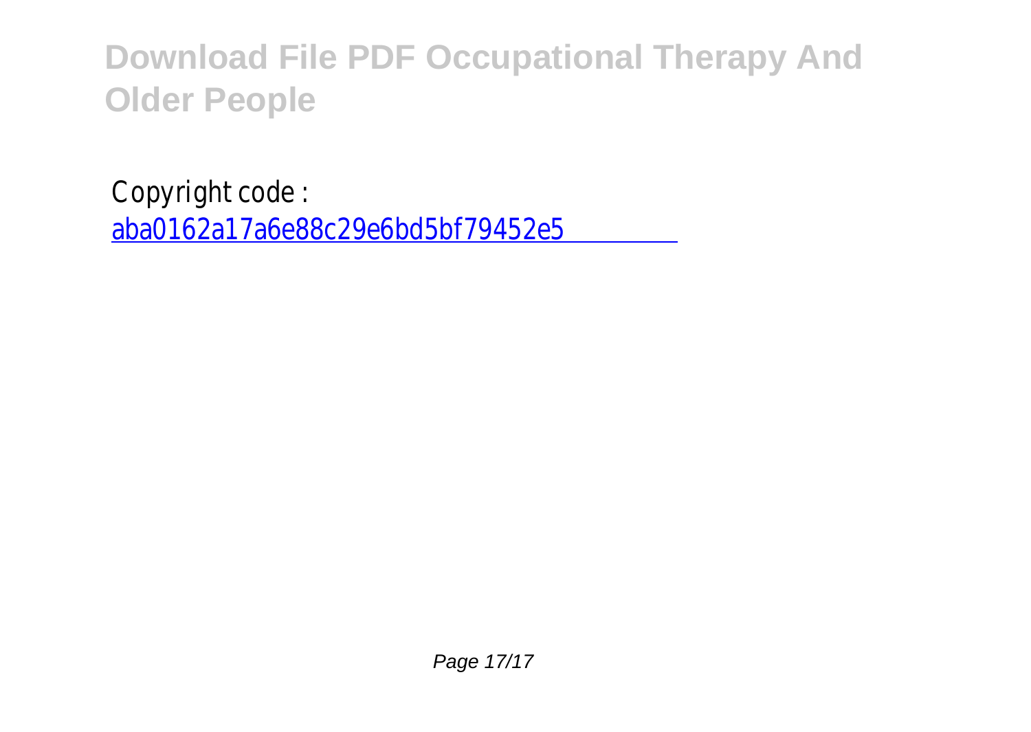Copyright code : aba0162a17a6e88c29e6bd5bf79452e5